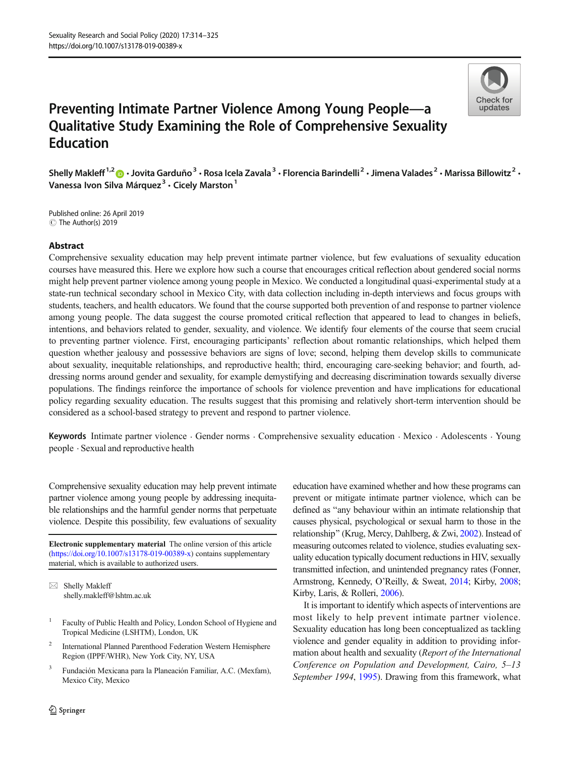# Preventing Intimate Partner Violence Among Young People—a Qualitative Study Examining the Role of Comprehensive Sexuality Education

Shelly Makleff[1,2] · Jovita Garduño[3] · Rosa Icela Zavala[3] · Florencia Barindelli[2] · Jimena Valades[2] · Marissa Billowitz[2] · Vanessa Ivon Silva Márquez[3] · Cicely Marston[1]

Published online: 26 April 2019
© The Author(s) 2019

## Abstract

Comprehensive sexuality education may help prevent intimate partner violence, but few evaluations of sexuality education courses have measured this. Here we explore how such a course that encourages critical reflection about gendered social norms might help prevent partner violence among young people in Mexico. We conducted a longitudinal quasi-experimental study at a state-run technical secondary school in Mexico City, with data collection including in-depth interviews and focus groups with students, teachers, and health educators. We found that the course supported both prevention of and response to partner violence among young people. The data suggest the course promoted critical reflection that appeared to lead to changes in beliefs, intentions, and behaviors related to gender, sexuality, and violence. We identify four elements of the course that seem crucial to preventing partner violence. First, encouraging participants' reflection about romantic relationships, which helped them question whether jealousy and possessive behaviors are signs of love; second, helping them develop skills to communicate about sexuality, inequitable relationships, and reproductive health; third, encouraging care-seeking behavior; and fourth, addressing norms around gender and sexuality, for example demystifying and decreasing discrimination towards sexually diverse populations. The findings reinforce the importance of schools for violence prevention and have implications for educational policy regarding sexuality education. The results suggest that this promising and relatively short-term intervention should be considered as a school-based strategy to prevent and respond to partner violence.

**Keywords** Intimate partner violence · Gender norms · Comprehensive sexuality education · Mexico · Adolescents · Young people · Sexual and reproductive health

Comprehensive sexuality education may help prevent intimate partner violence among young people by addressing inequitable relationships and the harmful gender norms that perpetuate violence. Despite this possibility, few evaluations of sexuality education have examined whether and how these programs can prevent or mitigate intimate partner violence, which can be defined as "any behaviour within an intimate relationship that causes physical, psychological or sexual harm to those in the relationship" (Krug, Mercy, Dahlberg, & Zwi, 2002). Instead of measuring outcomes related to violence, studies evaluating sexuality education typically document reductions in HIV, sexually transmitted infection, and unintended pregnancy rates (Fonner, Armstrong, Kennedy, O'Reilly, & Sweat, 2014; Kirby, 2008; Kirby, Laris, & Rolleri, 2006).

It is important to identify which aspects of interventions are most likely to help prevent intimate partner violence. Sexuality education has long been conceptualized as tackling violence and gender equality in addition to providing information about health and sexuality (*Report of the International Conference on Population and Development, Cairo, 5–13 September 1994*, 1995). Drawing from this framework, what

**Electronic supplementary material** The online version of this article (https://doi.org/10.1007/s13178-019-00389-x) contains supplementary material, which is available to authorized users.

✉ Shelly Makleff
shelly.makleff@lshtm.ac.uk

[1] Faculty of Public Health and Policy, London School of Hygiene and Tropical Medicine (LSHTM), London, UK

[2] International Planned Parenthood Federation Western Hemisphere Region (IPPF/WHR), New York City, NY, USA

[3] Fundación Mexicana para la Planeación Familiar, A.C. (Mexfam), Mexico City, Mexico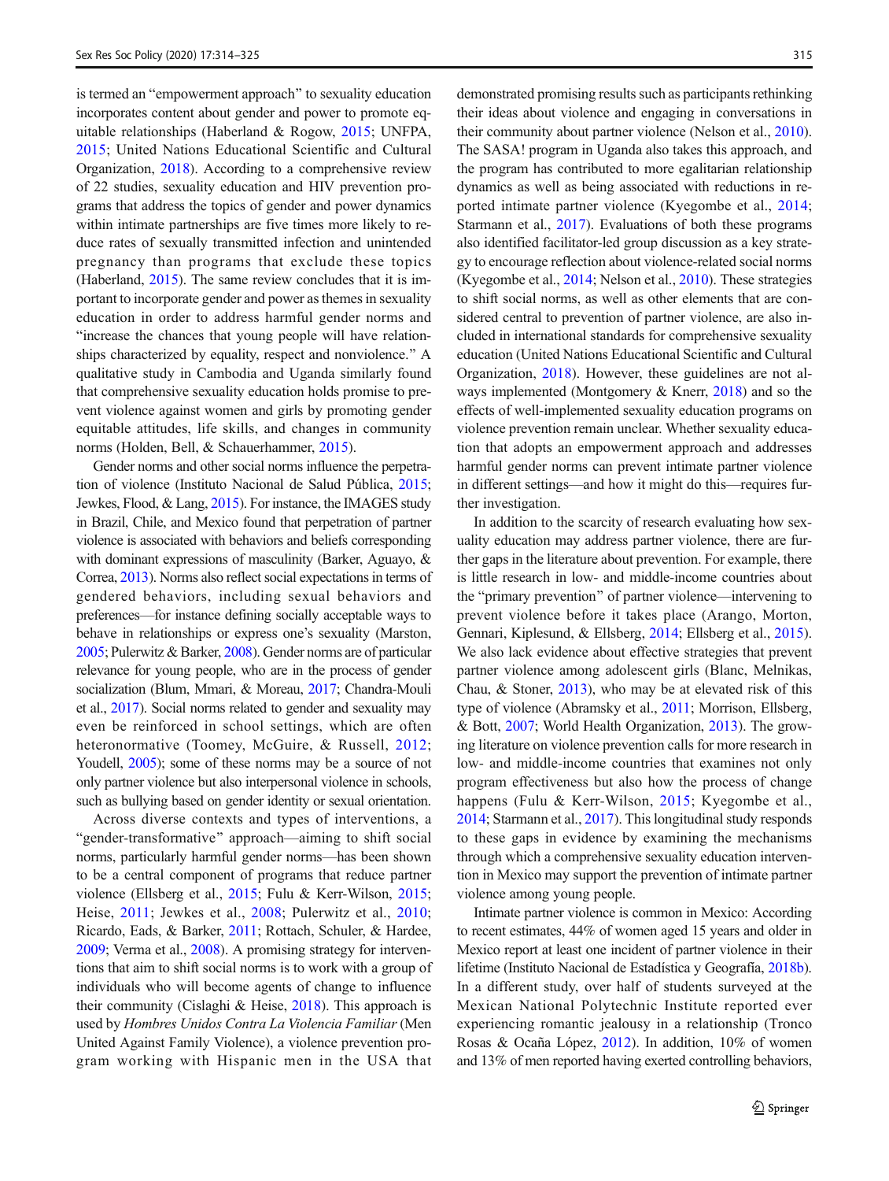is termed an "empowerment approach" to sexuality education incorporates content about gender and power to promote equitable relationships (Haberland & Rogow, 2015; UNFPA, 2015; United Nations Educational Scientific and Cultural Organization, 2018). According to a comprehensive review of 22 studies, sexuality education and HIV prevention programs that address the topics of gender and power dynamics within intimate partnerships are five times more likely to reduce rates of sexually transmitted infection and unintended pregnancy than programs that exclude these topics (Haberland, 2015). The same review concludes that it is important to incorporate gender and power as themes in sexuality education in order to address harmful gender norms and "increase the chances that young people will have relationships characterized by equality, respect and nonviolence." A qualitative study in Cambodia and Uganda similarly found that comprehensive sexuality education holds promise to prevent violence against women and girls by promoting gender equitable attitudes, life skills, and changes in community norms (Holden, Bell, & Schauerhammer, 2015).

Gender norms and other social norms influence the perpetration of violence (Instituto Nacional de Salud Pública, 2015; Jewkes, Flood, & Lang, 2015). For instance, the IMAGES study in Brazil, Chile, and Mexico found that perpetration of partner violence is associated with behaviors and beliefs corresponding with dominant expressions of masculinity (Barker, Aguayo, & Correa, 2013). Norms also reflect social expectations in terms of gendered behaviors, including sexual behaviors and preferences—for instance defining socially acceptable ways to behave in relationships or express one's sexuality (Marston, 2005; Pulerwitz & Barker, 2008). Gender norms are of particular relevance for young people, who are in the process of gender socialization (Blum, Mmari, & Moreau, 2017; Chandra-Mouli et al., 2017). Social norms related to gender and sexuality may even be reinforced in school settings, which are often heteronormative (Toomey, McGuire, & Russell, 2012; Youdell, 2005); some of these norms may be a source of not only partner violence but also interpersonal violence in schools, such as bullying based on gender identity or sexual orientation.

Across diverse contexts and types of interventions, a "gender-transformative" approach—aiming to shift social norms, particularly harmful gender norms—has been shown to be a central component of programs that reduce partner violence (Ellsberg et al., 2015; Fulu & Kerr-Wilson, 2015; Heise, 2011; Jewkes et al., 2008; Pulerwitz et al., 2010; Ricardo, Eads, & Barker, 2011; Rottach, Schuler, & Hardee, 2009; Verma et al., 2008). A promising strategy for interventions that aim to shift social norms is to work with a group of individuals who will become agents of change to influence their community (Cislaghi & Heise, 2018). This approach is used by *Hombres Unidos Contra La Violencia Familiar* (Men United Against Family Violence), a violence prevention program working with Hispanic men in the USA that demonstrated promising results such as participants rethinking their ideas about violence and engaging in conversations in their community about partner violence (Nelson et al., 2010). The SASA! program in Uganda also takes this approach, and the program has contributed to more egalitarian relationship dynamics as well as being associated with reductions in reported intimate partner violence (Kyegombe et al., 2014; Starmann et al., 2017). Evaluations of both these programs also identified facilitator-led group discussion as a key strategy to encourage reflection about violence-related social norms (Kyegombe et al., 2014; Nelson et al., 2010). These strategies to shift social norms, as well as other elements that are considered central to prevention of partner violence, are also included in international standards for comprehensive sexuality education (United Nations Educational Scientific and Cultural Organization, 2018). However, these guidelines are not always implemented (Montgomery & Knerr, 2018) and so the effects of well-implemented sexuality education programs on violence prevention remain unclear. Whether sexuality education that adopts an empowerment approach and addresses harmful gender norms can prevent intimate partner violence in different settings—and how it might do this—requires further investigation.

In addition to the scarcity of research evaluating how sexuality education may address partner violence, there are further gaps in the literature about prevention. For example, there is little research in low- and middle-income countries about the "primary prevention" of partner violence—intervening to prevent violence before it takes place (Arango, Morton, Gennari, Kiplesund, & Ellsberg, 2014; Ellsberg et al., 2015). We also lack evidence about effective strategies that prevent partner violence among adolescent girls (Blanc, Melnikas, Chau, & Stoner, 2013), who may be at elevated risk of this type of violence (Abramsky et al., 2011; Morrison, Ellsberg, & Bott, 2007; World Health Organization, 2013). The growing literature on violence prevention calls for more research in low- and middle-income countries that examines not only program effectiveness but also how the process of change happens (Fulu & Kerr-Wilson, 2015; Kyegombe et al., 2014; Starmann et al., 2017). This longitudinal study responds to these gaps in evidence by examining the mechanisms through which a comprehensive sexuality education intervention in Mexico may support the prevention of intimate partner violence among young people.

Intimate partner violence is common in Mexico: According to recent estimates, 44% of women aged 15 years and older in Mexico report at least one incident of partner violence in their lifetime (Instituto Nacional de Estadística y Geografía, 2018b). In a different study, over half of students surveyed at the Mexican National Polytechnic Institute reported ever experiencing romantic jealousy in a relationship (Tronco Rosas & Ocaña López, 2012). In addition, 10% of women and 13% of men reported having exerted controlling behaviors,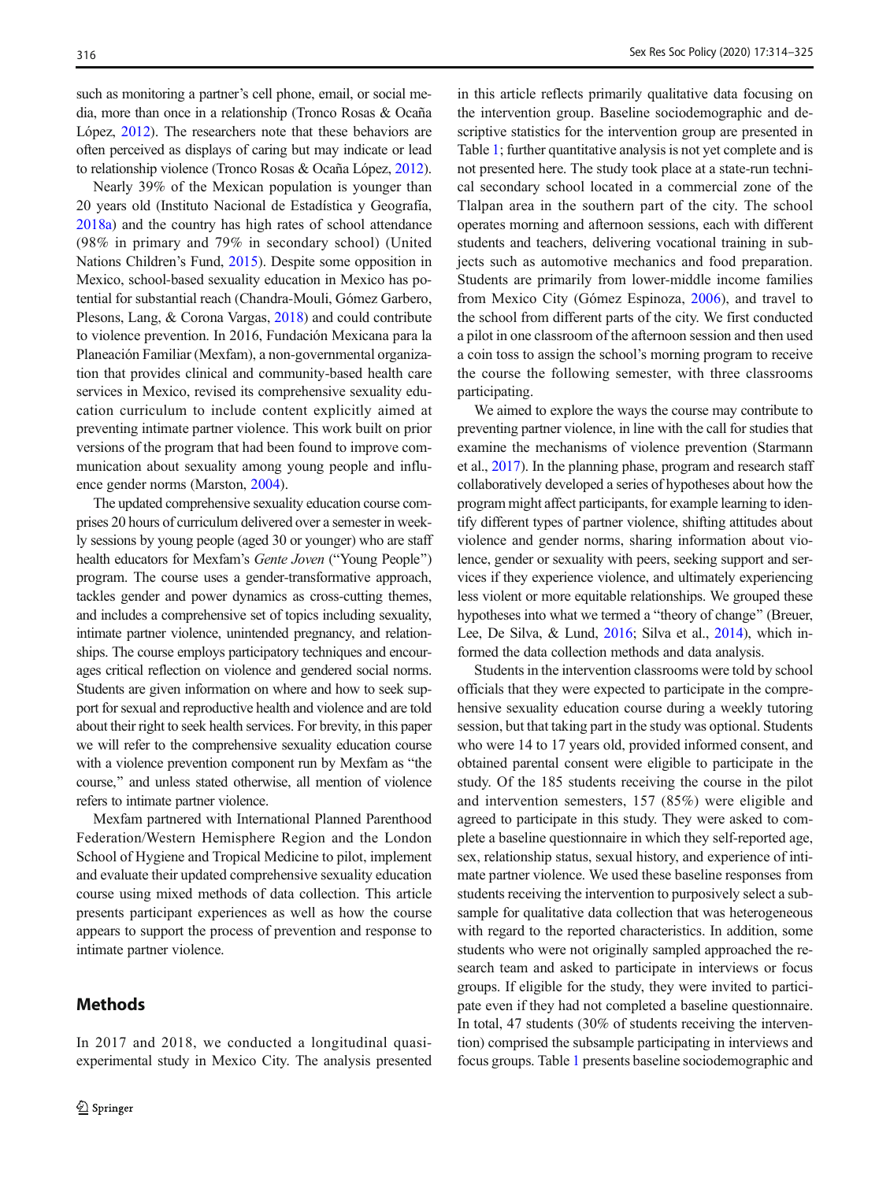such as monitoring a partner's cell phone, email, or social media, more than once in a relationship (Tronco Rosas & Ocaña López, 2012). The researchers note that these behaviors are often perceived as displays of caring but may indicate or lead to relationship violence (Tronco Rosas & Ocaña López, 2012).

Nearly 39% of the Mexican population is younger than 20 years old (Instituto Nacional de Estadística y Geografía, 2018a) and the country has high rates of school attendance (98% in primary and 79% in secondary school) (United Nations Children's Fund, 2015). Despite some opposition in Mexico, school-based sexuality education in Mexico has potential for substantial reach (Chandra-Mouli, Gómez Garbero, Plesons, Lang, & Corona Vargas, 2018) and could contribute to violence prevention. In 2016, Fundación Mexicana para la Planeación Familiar (Mexfam), a non-governmental organization that provides clinical and community-based health care services in Mexico, revised its comprehensive sexuality education curriculum to include content explicitly aimed at preventing intimate partner violence. This work built on prior versions of the program that had been found to improve communication about sexuality among young people and influence gender norms (Marston, 2004).

The updated comprehensive sexuality education course comprises 20 hours of curriculum delivered over a semester in weekly sessions by young people (aged 30 or younger) who are staff health educators for Mexfam's *Gente Joven* ("Young People") program. The course uses a gender-transformative approach, tackles gender and power dynamics as cross-cutting themes, and includes a comprehensive set of topics including sexuality, intimate partner violence, unintended pregnancy, and relationships. The course employs participatory techniques and encourages critical reflection on violence and gendered social norms. Students are given information on where and how to seek support for sexual and reproductive health and violence and are told about their right to seek health services. For brevity, in this paper we will refer to the comprehensive sexuality education course with a violence prevention component run by Mexfam as "the course," and unless stated otherwise, all mention of violence refers to intimate partner violence.

Mexfam partnered with International Planned Parenthood Federation/Western Hemisphere Region and the London School of Hygiene and Tropical Medicine to pilot, implement and evaluate their updated comprehensive sexuality education course using mixed methods of data collection. This article presents participant experiences as well as how the course appears to support the process of prevention and response to intimate partner violence.

## Methods

In 2017 and 2018, we conducted a longitudinal quasi-experimental study in Mexico City. The analysis presented in this article reflects primarily qualitative data focusing on the intervention group. Baseline sociodemographic and descriptive statistics for the intervention group are presented in Table 1; further quantitative analysis is not yet complete and is not presented here. The study took place at a state-run technical secondary school located in a commercial zone of the Tlalpan area in the southern part of the city. The school operates morning and afternoon sessions, each with different students and teachers, delivering vocational training in subjects such as automotive mechanics and food preparation. Students are primarily from lower-middle income families from Mexico City (Gómez Espinoza, 2006), and travel to the school from different parts of the city. We first conducted a pilot in one classroom of the afternoon session and then used a coin toss to assign the school's morning program to receive the course the following semester, with three classrooms participating.

We aimed to explore the ways the course may contribute to preventing partner violence, in line with the call for studies that examine the mechanisms of violence prevention (Starmann et al., 2017). In the planning phase, program and research staff collaboratively developed a series of hypotheses about how the program might affect participants, for example learning to identify different types of partner violence, shifting attitudes about violence and gender norms, sharing information about violence, gender or sexuality with peers, seeking support and services if they experience violence, and ultimately experiencing less violent or more equitable relationships. We grouped these hypotheses into what we termed a "theory of change" (Breuer, Lee, De Silva, & Lund, 2016; Silva et al., 2014), which informed the data collection methods and data analysis.

Students in the intervention classrooms were told by school officials that they were expected to participate in the comprehensive sexuality education course during a weekly tutoring session, but that taking part in the study was optional. Students who were 14 to 17 years old, provided informed consent, and obtained parental consent were eligible to participate in the study. Of the 185 students receiving the course in the pilot and intervention semesters, 157 (85%) were eligible and agreed to participate in this study. They were asked to complete a baseline questionnaire in which they self-reported age, sex, relationship status, sexual history, and experience of intimate partner violence. We used these baseline responses from students receiving the intervention to purposively select a subsample for qualitative data collection that was heterogeneous with regard to the reported characteristics. In addition, some students who were not originally sampled approached the research team and asked to participate in interviews or focus groups. If eligible for the study, they were invited to participate even if they had not completed a baseline questionnaire. In total, 47 students (30% of students receiving the intervention) comprised the subsample participating in interviews and focus groups. Table 1 presents baseline sociodemographic and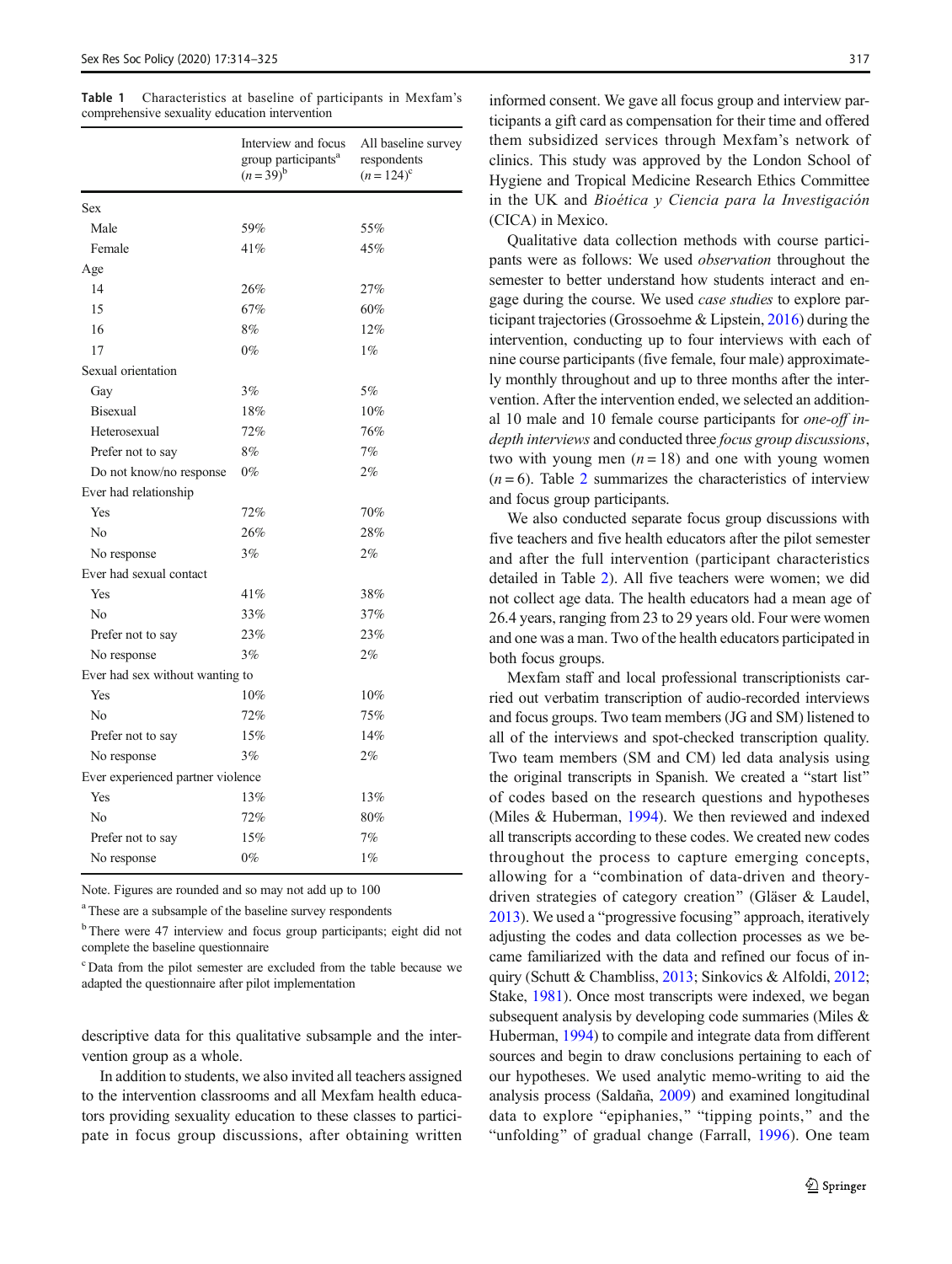**Table 1** Characteristics at baseline of participants in Mexfam's comprehensive sexuality education intervention

| | Interview and focus group participants[a] ($n = 39$)[b] | All baseline survey respondents ($n = 124$)[c] |
|---|---|---|
| Sex | | |
| Male | 59% | 55% |
| Female | 41% | 45% |
| Age | | |
| 14 | 26% | 27% |
| 15 | 67% | 60% |
| 16 | 8% | 12% |
| 17 | 0% | 1% |
| Sexual orientation | | |
| Gay | 3% | 5% |
| Bisexual | 18% | 10% |
| Heterosexual | 72% | 76% |
| Prefer not to say | 8% | 7% |
| Do not know/no response | 0% | 2% |
| Ever had relationship | | |
| Yes | 72% | 70% |
| No | 26% | 28% |
| No response | 3% | 2% |
| Ever had sexual contact | | |
| Yes | 41% | 38% |
| No | 33% | 37% |
| Prefer not to say | 23% | 23% |
| No response | 3% | 2% |
| Ever had sex without wanting to | | |
| Yes | 10% | 10% |
| No | 72% | 75% |
| Prefer not to say | 15% | 14% |
| No response | 3% | 2% |
| Ever experienced partner violence | | |
| Yes | 13% | 13% |
| No | 72% | 80% |
| Prefer not to say | 15% | 7% |
| No response | 0% | 1% |

Note. Figures are rounded and so may not add up to 100

[a] These are a subsample of the baseline survey respondents

[b] There were 47 interview and focus group participants; eight did not complete the baseline questionnaire

[c] Data from the pilot semester are excluded from the table because we adapted the questionnaire after pilot implementation

descriptive data for this qualitative subsample and the intervention group as a whole.

In addition to students, we also invited all teachers assigned to the intervention classrooms and all Mexfam health educators providing sexuality education to these classes to participate in focus group discussions, after obtaining written informed consent. We gave all focus group and interview participants a gift card as compensation for their time and offered them subsidized services through Mexfam's network of clinics. This study was approved by the London School of Hygiene and Tropical Medicine Research Ethics Committee in the UK and *Bioética y Ciencia para la Investigación* (CICA) in Mexico.

Qualitative data collection methods with course participants were as follows: We used *observation* throughout the semester to better understand how students interact and engage during the course. We used *case studies* to explore participant trajectories (Grossoehme & Lipstein, 2016) during the intervention, conducting up to four interviews with each of nine course participants (five female, four male) approximately monthly throughout and up to three months after the intervention. After the intervention ended, we selected an additional 10 male and 10 female course participants for *one-off in-depth interviews* and conducted three *focus group discussions*, two with young men ($n = 18$) and one with young women ($n = 6$). Table 2 summarizes the characteristics of interview and focus group participants.

We also conducted separate focus group discussions with five teachers and five health educators after the pilot semester and after the full intervention (participant characteristics detailed in Table 2). All five teachers were women; we did not collect age data. The health educators had a mean age of 26.4 years, ranging from 23 to 29 years old. Four were women and one was a man. Two of the health educators participated in both focus groups.

Mexfam staff and local professional transcriptionists carried out verbatim transcription of audio-recorded interviews and focus groups. Two team members (JG and SM) listened to all of the interviews and spot-checked transcription quality. Two team members (SM and CM) led data analysis using the original transcripts in Spanish. We created a "start list" of codes based on the research questions and hypotheses (Miles & Huberman, 1994). We then reviewed and indexed all transcripts according to these codes. We created new codes throughout the process to capture emerging concepts, allowing for a "combination of data-driven and theory-driven strategies of category creation" (Gläser & Laudel, 2013). We used a "progressive focusing" approach, iteratively adjusting the codes and data collection processes as we became familiarized with the data and refined our focus of inquiry (Schutt & Chambliss, 2013; Sinkovics & Alfoldi, 2012; Stake, 1981). Once most transcripts were indexed, we began subsequent analysis by developing code summaries (Miles & Huberman, 1994) to compile and integrate data from different sources and begin to draw conclusions pertaining to each of our hypotheses. We used analytic memo-writing to aid the analysis process (Saldaña, 2009) and examined longitudinal data to explore "epiphanies," "tipping points," and the "unfolding" of gradual change (Farrall, 1996). One team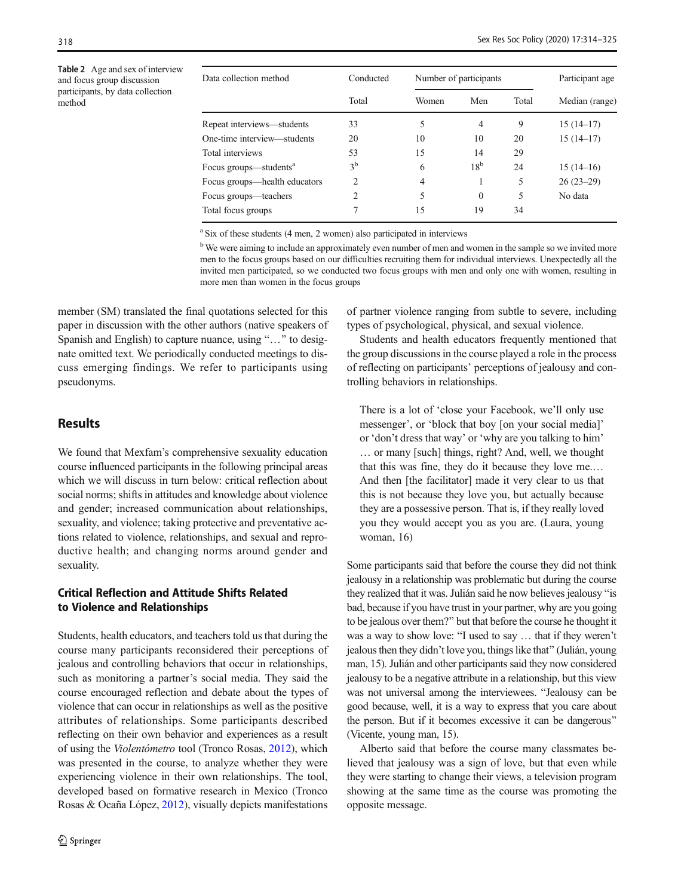**Table 2** Age and sex of interview and focus group discussion participants, by data collection method

| Data collection method | Conducted | Number of participants | | | Participant age |
|---|---|---|---|---|---|
| | Total | Women | Men | Total | Median (range) |
| Repeat interviews—students | 33 | 5 | 4 | 9 | 15 (14–17) |
| One-time interview—students | 20 | 10 | 10 | 20 | 15 (14–17) |
| Total interviews | 53 | 15 | 14 | 29 | |
| Focus groups—students[a] | 3[b] | 6 | 18[b] | 24 | 15 (14–16) |
| Focus groups—health educators | 2 | 4 | 1 | 5 | 26 (23–29) |
| Focus groups—teachers | 2 | 5 | 0 | 5 | No data |
| Total focus groups | 7 | 15 | 19 | 34 | |

[a] Six of these students (4 men, 2 women) also participated in interviews

[b] We were aiming to include an approximately even number of men and women in the sample so we invited more men to the focus groups based on our difficulties recruiting them for individual interviews. Unexpectedly all the invited men participated, so we conducted two focus groups with men and only one with women, resulting in more men than women in the focus groups

member (SM) translated the final quotations selected for this paper in discussion with the other authors (native speakers of Spanish and English) to capture nuance, using "…" to designate omitted text. We periodically conducted meetings to discuss emerging findings. We refer to participants using pseudonyms.

## Results

We found that Mexfam's comprehensive sexuality education course influenced participants in the following principal areas which we will discuss in turn below: critical reflection about social norms; shifts in attitudes and knowledge about violence and gender; increased communication about relationships, sexuality, and violence; taking protective and preventative actions related to violence, relationships, and sexual and reproductive health; and changing norms around gender and sexuality.

### Critical Reflection and Attitude Shifts Related to Violence and Relationships

Students, health educators, and teachers told us that during the course many participants reconsidered their perceptions of jealous and controlling behaviors that occur in relationships, such as monitoring a partner's social media. They said the course encouraged reflection and debate about the types of violence that can occur in relationships as well as the positive attributes of relationships. Some participants described reflecting on their own behavior and experiences as a result of using the *Violentómetro* tool (Tronco Rosas, 2012), which was presented in the course, to analyze whether they were experiencing violence in their own relationships. The tool, developed based on formative research in Mexico (Tronco Rosas & Ocaña López, 2012), visually depicts manifestations of partner violence ranging from subtle to severe, including types of psychological, physical, and sexual violence.

Students and health educators frequently mentioned that the group discussions in the course played a role in the process of reflecting on participants' perceptions of jealousy and controlling behaviors in relationships.

> There is a lot of 'close your Facebook, we'll only use messenger', or 'block that boy [on your social media]' or 'don't dress that way' or 'why are you talking to him' … or many [such] things, right? And, well, we thought that this was fine, they do it because they love me.… And then [the facilitator] made it very clear to us that this is not because they love you, but actually because they are a possessive person. That is, if they really loved you they would accept you as you are. (Laura, young woman, 16)

Some participants said that before the course they did not think jealousy in a relationship was problematic but during the course they realized that it was. Julián said he now believes jealousy "is bad, because if you have trust in your partner, why are you going to be jealous over them?" but that before the course he thought it was a way to show love: "I used to say … that if they weren't jealous then they didn't love you, things like that" (Julián, young man, 15). Julián and other participants said they now considered jealousy to be a negative attribute in a relationship, but this view was not universal among the interviewees. "Jealousy can be good because, well, it is a way to express that you care about the person. But if it becomes excessive it can be dangerous" (Vicente, young man, 15).

Alberto said that before the course many classmates believed that jealousy was a sign of love, but that even while they were starting to change their views, a television program showing at the same time as the course was promoting the opposite message.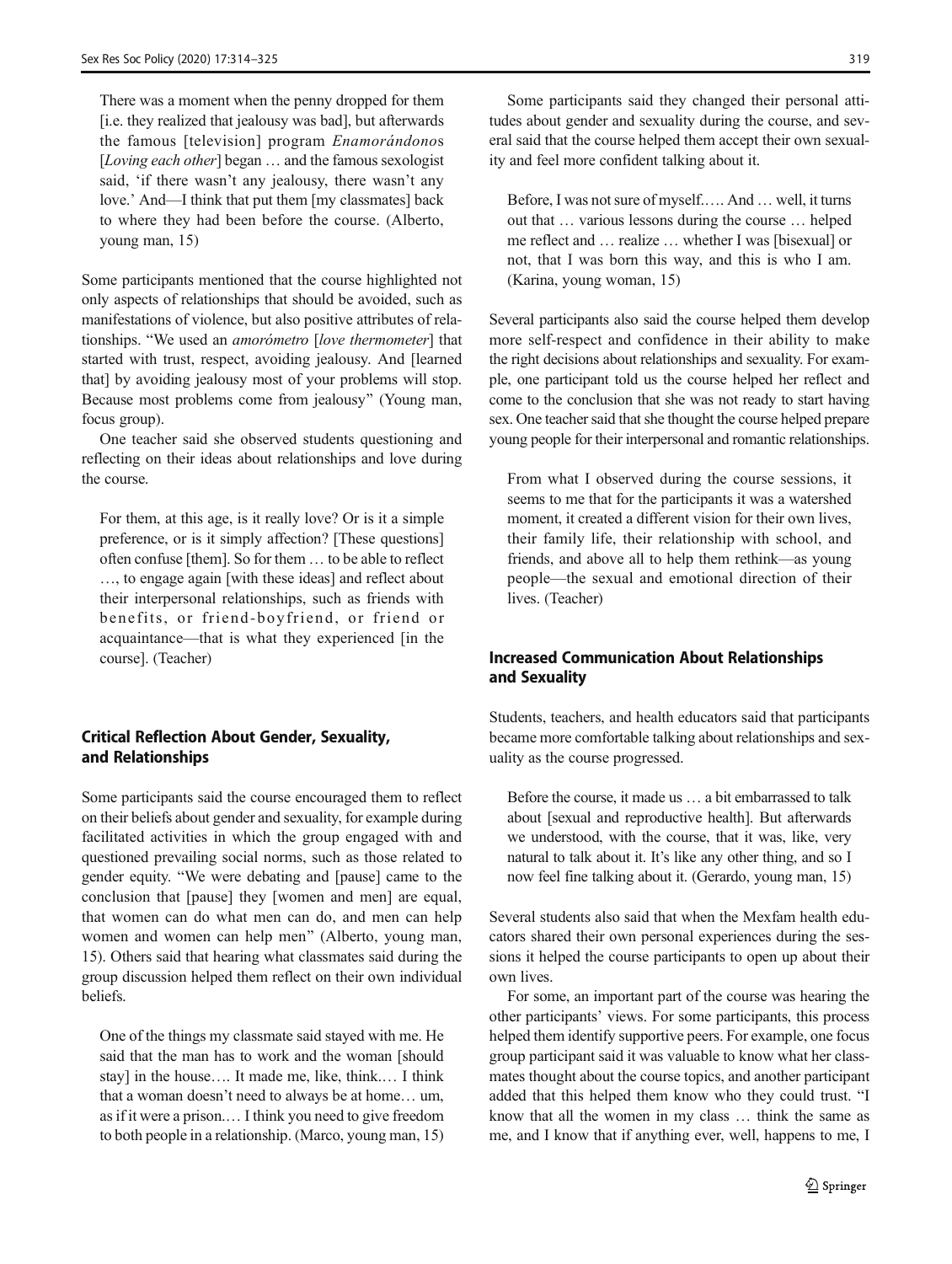> There was a moment when the penny dropped for them [i.e. they realized that jealousy was bad], but afterwards the famous [television] program *Enamorándonos* [*Loving each other*] began … and the famous sexologist said, 'if there wasn't any jealousy, there wasn't any love.' And—I think that put them [my classmates] back to where they had been before the course. (Alberto, young man, 15)

Some participants mentioned that the course highlighted not only aspects of relationships that should be avoided, such as manifestations of violence, but also positive attributes of relationships. "We used an *amorómetro* [*love thermometer*] that started with trust, respect, avoiding jealousy. And [learned that] by avoiding jealousy most of your problems will stop. Because most problems come from jealousy" (Young man, focus group).

One teacher said she observed students questioning and reflecting on their ideas about relationships and love during the course.

> For them, at this age, is it really love? Or is it a simple preference, or is it simply affection? [These questions] often confuse [them]. So for them … to be able to reflect …, to engage again [with these ideas] and reflect about their interpersonal relationships, such as friends with benefits, or friend-boyfriend, or friend or acquaintance—that is what they experienced [in the course]. (Teacher)

### Critical Reflection About Gender, Sexuality, and Relationships

Some participants said the course encouraged them to reflect on their beliefs about gender and sexuality, for example during facilitated activities in which the group engaged with and questioned prevailing social norms, such as those related to gender equity. "We were debating and [pause] came to the conclusion that [pause] they [women and men] are equal, that women can do what men can do, and men can help women and women can help men" (Alberto, young man, 15). Others said that hearing what classmates said during the group discussion helped them reflect on their own individual beliefs.

> One of the things my classmate said stayed with me. He said that the man has to work and the woman [should stay] in the house…. It made me, like, think.… I think that a woman doesn't need to always be at home… um, as if it were a prison.… I think you need to give freedom to both people in a relationship. (Marco, young man, 15)

Some participants said they changed their personal attitudes about gender and sexuality during the course, and several said that the course helped them accept their own sexuality and feel more confident talking about it.

> Before, I was not sure of myself.…. And … well, it turns out that … various lessons during the course … helped me reflect and … realize … whether I was [bisexual] or not, that I was born this way, and this is who I am. (Karina, young woman, 15)

Several participants also said the course helped them develop more self-respect and confidence in their ability to make the right decisions about relationships and sexuality. For example, one participant told us the course helped her reflect and come to the conclusion that she was not ready to start having sex. One teacher said that she thought the course helped prepare young people for their interpersonal and romantic relationships.

> From what I observed during the course sessions, it seems to me that for the participants it was a watershed moment, it created a different vision for their own lives, their family life, their relationship with school, and friends, and above all to help them rethink—as young people—the sexual and emotional direction of their lives. (Teacher)

### Increased Communication About Relationships and Sexuality

Students, teachers, and health educators said that participants became more comfortable talking about relationships and sexuality as the course progressed.

> Before the course, it made us … a bit embarrassed to talk about [sexual and reproductive health]. But afterwards we understood, with the course, that it was, like, very natural to talk about it. It's like any other thing, and so I now feel fine talking about it. (Gerardo, young man, 15)

Several students also said that when the Mexfam health educators shared their own personal experiences during the sessions it helped the course participants to open up about their own lives.

For some, an important part of the course was hearing the other participants' views. For some participants, this process helped them identify supportive peers. For example, one focus group participant said it was valuable to know what her classmates thought about the course topics, and another participant added that this helped them know who they could trust. "I know that all the women in my class … think the same as me, and I know that if anything ever, well, happens to me, I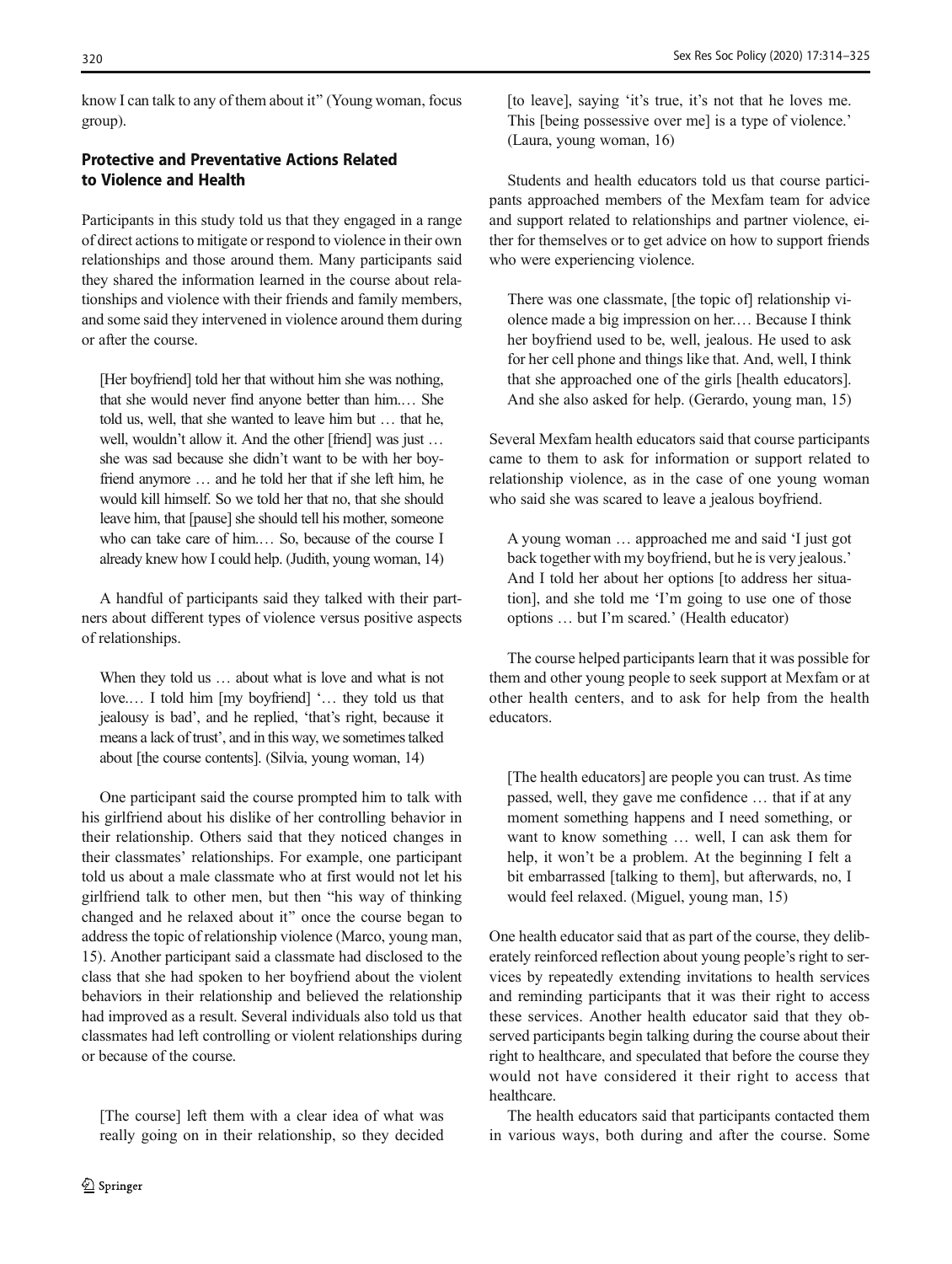know I can talk to any of them about it" (Young woman, focus group).

## Protective and Preventative Actions Related to Violence and Health

Participants in this study told us that they engaged in a range of direct actions to mitigate or respond to violence in their own relationships and those around them. Many participants said they shared the information learned in the course about relationships and violence with their friends and family members, and some said they intervened in violence around them during or after the course.

> [Her boyfriend] told her that without him she was nothing, that she would never find anyone better than him.… She told us, well, that she wanted to leave him but … that he, well, wouldn't allow it. And the other [friend] was just … she was sad because she didn't want to be with her boyfriend anymore … and he told her that if she left him, he would kill himself. So we told her that no, that she should leave him, that [pause] she should tell his mother, someone who can take care of him.… So, because of the course I already knew how I could help. (Judith, young woman, 14)

A handful of participants said they talked with their partners about different types of violence versus positive aspects of relationships.

> When they told us … about what is love and what is not love.… I told him [my boyfriend] '… they told us that jealousy is bad', and he replied, 'that's right, because it means a lack of trust', and in this way, we sometimes talked about [the course contents]. (Silvia, young woman, 14)

One participant said the course prompted him to talk with his girlfriend about his dislike of her controlling behavior in their relationship. Others said that they noticed changes in their classmates' relationships. For example, one participant told us about a male classmate who at first would not let his girlfriend talk to other men, but then "his way of thinking changed and he relaxed about it" once the course began to address the topic of relationship violence (Marco, young man, 15). Another participant said a classmate had disclosed to the class that she had spoken to her boyfriend about the violent behaviors in their relationship and believed the relationship had improved as a result. Several individuals also told us that classmates had left controlling or violent relationships during or because of the course.

> [The course] left them with a clear idea of what was really going on in their relationship, so they decided [to leave], saying 'it's true, it's not that he loves me. This [being possessive over me] is a type of violence.' (Laura, young woman, 16)

Students and health educators told us that course participants approached members of the Mexfam team for advice and support related to relationships and partner violence, either for themselves or to get advice on how to support friends who were experiencing violence.

> There was one classmate, [the topic of] relationship violence made a big impression on her.… Because I think her boyfriend used to be, well, jealous. He used to ask for her cell phone and things like that. And, well, I think that she approached one of the girls [health educators]. And she also asked for help. (Gerardo, young man, 15)

Several Mexfam health educators said that course participants came to them to ask for information or support related to relationship violence, as in the case of one young woman who said she was scared to leave a jealous boyfriend.

> A young woman … approached me and said 'I just got back together with my boyfriend, but he is very jealous.' And I told her about her options [to address her situation], and she told me 'I'm going to use one of those options … but I'm scared.' (Health educator)

The course helped participants learn that it was possible for them and other young people to seek support at Mexfam or at other health centers, and to ask for help from the health educators.

> [The health educators] are people you can trust. As time passed, well, they gave me confidence … that if at any moment something happens and I need something, or want to know something … well, I can ask them for help, it won't be a problem. At the beginning I felt a bit embarrassed [talking to them], but afterwards, no, I would feel relaxed. (Miguel, young man, 15)

One health educator said that as part of the course, they deliberately reinforced reflection about young people's right to services by repeatedly extending invitations to health services and reminding participants that it was their right to access these services. Another health educator said that they observed participants begin talking during the course about their right to healthcare, and speculated that before the course they would not have considered it their right to access that healthcare.

The health educators said that participants contacted them in various ways, both during and after the course. Some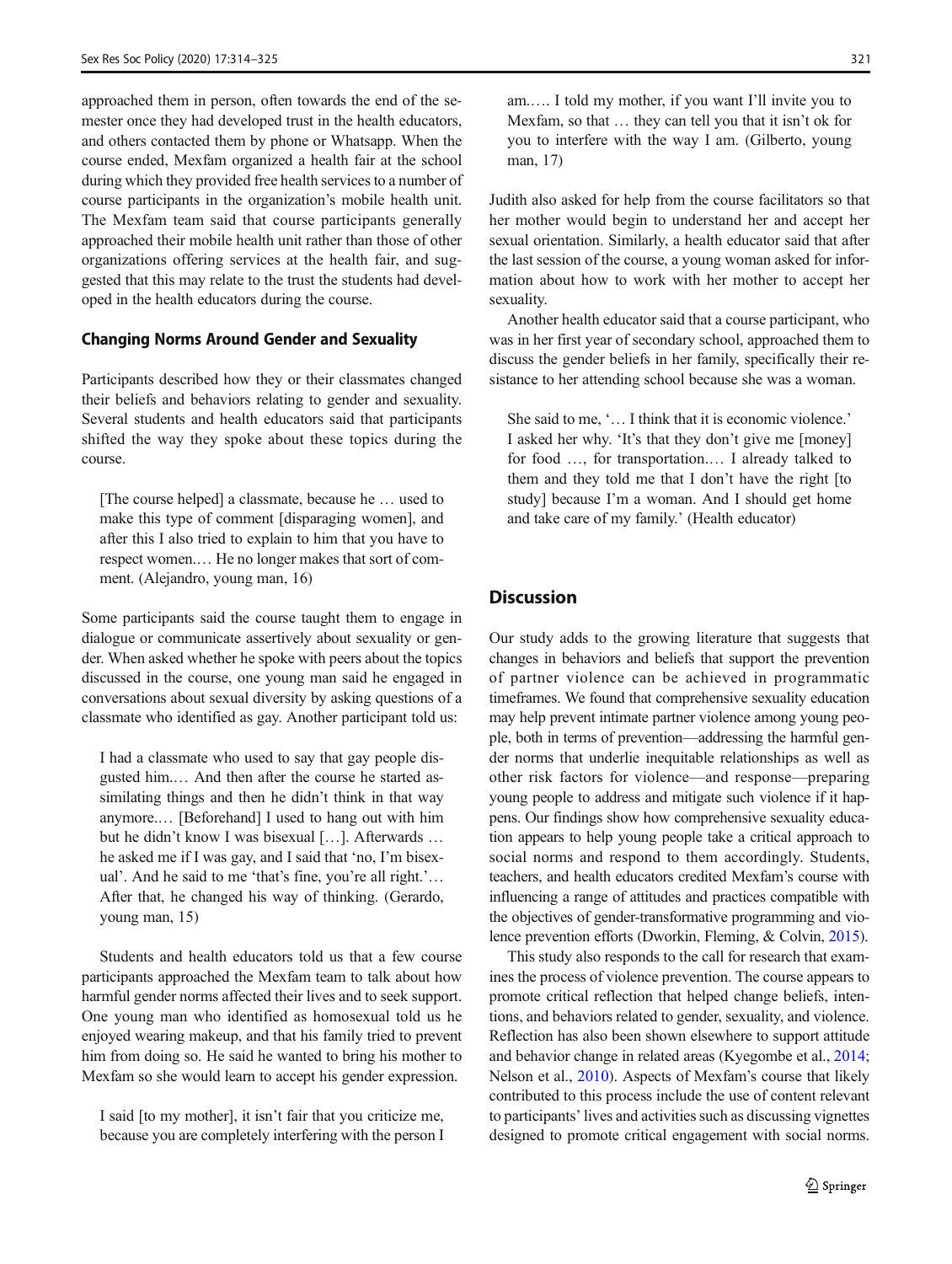approached them in person, often towards the end of the semester once they had developed trust in the health educators, and others contacted them by phone or Whatsapp. When the course ended, Mexfam organized a health fair at the school during which they provided free health services to a number of course participants in the organization's mobile health unit. The Mexfam team said that course participants generally approached their mobile health unit rather than those of other organizations offering services at the health fair, and suggested that this may relate to the trust the students had developed in the health educators during the course.

### Changing Norms Around Gender and Sexuality

Participants described how they or their classmates changed their beliefs and behaviors relating to gender and sexuality. Several students and health educators said that participants shifted the way they spoke about these topics during the course.

> [The course helped] a classmate, because he … used to make this type of comment [disparaging women], and after this I also tried to explain to him that you have to respect women.… He no longer makes that sort of comment. (Alejandro, young man, 16)

Some participants said the course taught them to engage in dialogue or communicate assertively about sexuality or gender. When asked whether he spoke with peers about the topics discussed in the course, one young man said he engaged in conversations about sexual diversity by asking questions of a classmate who identified as gay. Another participant told us:

> I had a classmate who used to say that gay people disgusted him.… And then after the course he started assimilating things and then he didn't think in that way anymore.… [Beforehand] I used to hang out with him but he didn't know I was bisexual […]. Afterwards … he asked me if I was gay, and I said that 'no, I'm bisexual'. And he said to me 'that's fine, you're all right.'… After that, he changed his way of thinking. (Gerardo, young man, 15)

Students and health educators told us that a few course participants approached the Mexfam team to talk about how harmful gender norms affected their lives and to seek support. One young man who identified as homosexual told us he enjoyed wearing makeup, and that his family tried to prevent him from doing so. He said he wanted to bring his mother to Mexfam so she would learn to accept his gender expression.

> I said [to my mother], it isn't fair that you criticize me, because you are completely interfering with the person I am.…. I told my mother, if you want I'll invite you to Mexfam, so that … they can tell you that it isn't ok for you to interfere with the way I am. (Gilberto, young man, 17)

Judith also asked for help from the course facilitators so that her mother would begin to understand her and accept her sexual orientation. Similarly, a health educator said that after the last session of the course, a young woman asked for information about how to work with her mother to accept her sexuality.

Another health educator said that a course participant, who was in her first year of secondary school, approached them to discuss the gender beliefs in her family, specifically their resistance to her attending school because she was a woman.

> She said to me, '… I think that it is economic violence.' I asked her why. 'It's that they don't give me [money] for food …, for transportation.… I already talked to them and they told me that I don't have the right [to study] because I'm a woman. And I should get home and take care of my family.' (Health educator)

## Discussion

Our study adds to the growing literature that suggests that changes in behaviors and beliefs that support the prevention of partner violence can be achieved in programmatic timeframes. We found that comprehensive sexuality education may help prevent intimate partner violence among young people, both in terms of prevention—addressing the harmful gender norms that underlie inequitable relationships as well as other risk factors for violence—and response—preparing young people to address and mitigate such violence if it happens. Our findings show how comprehensive sexuality education appears to help young people take a critical approach to social norms and respond to them accordingly. Students, teachers, and health educators credited Mexfam's course with influencing a range of attitudes and practices compatible with the objectives of gender-transformative programming and violence prevention efforts (Dworkin, Fleming, & Colvin, 2015).

This study also responds to the call for research that examines the process of violence prevention. The course appears to promote critical reflection that helped change beliefs, intentions, and behaviors related to gender, sexuality, and violence. Reflection has also been shown elsewhere to support attitude and behavior change in related areas (Kyegombe et al., 2014; Nelson et al., 2010). Aspects of Mexfam's course that likely contributed to this process include the use of content relevant to participants' lives and activities such as discussing vignettes designed to promote critical engagement with social norms.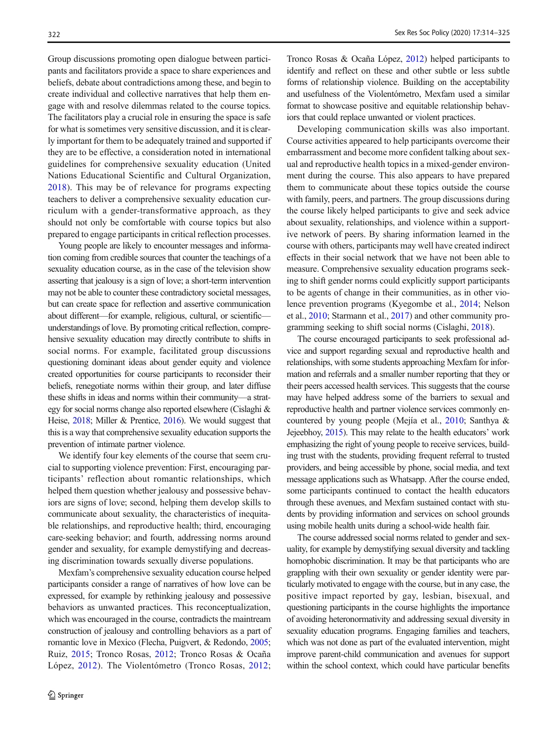Group discussions promoting open dialogue between participants and facilitators provide a space to share experiences and beliefs, debate about contradictions among these, and begin to create individual and collective narratives that help them engage with and resolve dilemmas related to the course topics. The facilitators play a crucial role in ensuring the space is safe for what is sometimes very sensitive discussion, and it is clearly important for them to be adequately trained and supported if they are to be effective, a consideration noted in international guidelines for comprehensive sexuality education (United Nations Educational Scientific and Cultural Organization, 2018). This may be of relevance for programs expecting teachers to deliver a comprehensive sexuality education curriculum with a gender-transformative approach, as they should not only be comfortable with course topics but also prepared to engage participants in critical reflection processes.

Young people are likely to encounter messages and information coming from credible sources that counter the teachings of a sexuality education course, as in the case of the television show asserting that jealousy is a sign of love; a short-term intervention may not be able to counter these contradictory societal messages, but can create space for reflection and assertive communication about different—for example, religious, cultural, or scientific—understandings of love. By promoting critical reflection, comprehensive sexuality education may directly contribute to shifts in social norms. For example, facilitated group discussions questioning dominant ideas about gender equity and violence created opportunities for course participants to reconsider their beliefs, renegotiate norms within their group, and later diffuse these shifts in ideas and norms within their community—a strategy for social norms change also reported elsewhere (Cislaghi & Heise, 2018; Miller & Prentice, 2016). We would suggest that this is a way that comprehensive sexuality education supports the prevention of intimate partner violence.

We identify four key elements of the course that seem crucial to supporting violence prevention: First, encouraging participants' reflection about romantic relationships, which helped them question whether jealousy and possessive behaviors are signs of love; second, helping them develop skills to communicate about sexuality, the characteristics of inequitable relationships, and reproductive health; third, encouraging care-seeking behavior; and fourth, addressing norms around gender and sexuality, for example demystifying and decreasing discrimination towards sexually diverse populations.

Mexfam's comprehensive sexuality education course helped participants consider a range of narratives of how love can be expressed, for example by rethinking jealousy and possessive behaviors as unwanted practices. This reconceptualization, which was encouraged in the course, contradicts the maintream construction of jealousy and controlling behaviors as a part of romantic love in Mexico (Flecha, Puigvert, & Redondo, 2005; Ruiz, 2015; Tronco Rosas, 2012; Tronco Rosas & Ocaña López, 2012). The Violentómetro (Tronco Rosas, 2012; Tronco Rosas & Ocaña López, 2012) helped participants to identify and reflect on these and other subtle or less subtle forms of relationship violence. Building on the acceptability and usefulness of the Violentómetro, Mexfam used a similar format to showcase positive and equitable relationship behaviors that could replace unwanted or violent practices.

Developing communication skills was also important. Course activities appeared to help participants overcome their embarrassment and become more confident talking about sexual and reproductive health topics in a mixed-gender environment during the course. This also appears to have prepared them to communicate about these topics outside the course with family, peers, and partners. The group discussions during the course likely helped participants to give and seek advice about sexuality, relationships, and violence within a supportive network of peers. By sharing information learned in the course with others, participants may well have created indirect effects in their social network that we have not been able to measure. Comprehensive sexuality education programs seeking to shift gender norms could explicitly support participants to be agents of change in their communities, as in other violence prevention programs (Kyegombe et al., 2014; Nelson et al., 2010; Starmann et al., 2017) and other community programming seeking to shift social norms (Cislaghi, 2018).

The course encouraged participants to seek professional advice and support regarding sexual and reproductive health and relationships, with some students approaching Mexfam for information and referrals and a smaller number reporting that they or their peers accessed health services. This suggests that the course may have helped address some of the barriers to sexual and reproductive health and partner violence services commonly encountered by young people (Mejía et al., 2010; Santhya & Jejeebhoy, 2015). This may relate to the health educators' work emphasizing the right of young people to receive services, building trust with the students, providing frequent referral to trusted providers, and being accessible by phone, social media, and text message applications such as Whatsapp. After the course ended, some participants continued to contact the health educators through these avenues, and Mexfam sustained contact with students by providing information and services on school grounds using mobile health units during a school-wide health fair.

The course addressed social norms related to gender and sexuality, for example by demystifying sexual diversity and tackling homophobic discrimination. It may be that participants who are grappling with their own sexuality or gender identity were particularly motivated to engage with the course, but in any case, the positive impact reported by gay, lesbian, bisexual, and questioning participants in the course highlights the importance of avoiding heteronormativity and addressing sexual diversity in sexuality education programs. Engaging families and teachers, which was not done as part of the evaluated intervention, might improve parent-child communication and avenues for support within the school context, which could have particular benefits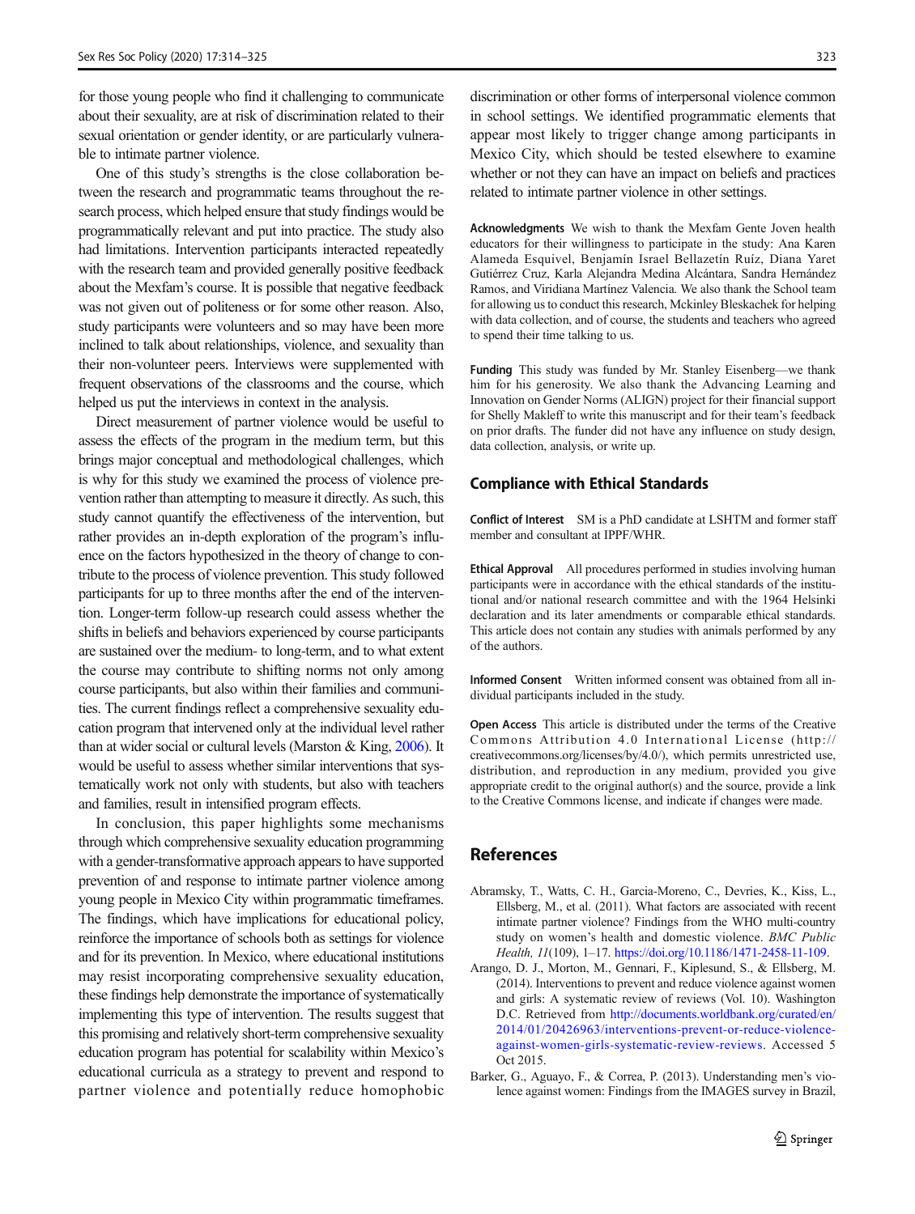for those young people who find it challenging to communicate about their sexuality, are at risk of discrimination related to their sexual orientation or gender identity, or are particularly vulnerable to intimate partner violence.

One of this study's strengths is the close collaboration between the research and programmatic teams throughout the research process, which helped ensure that study findings would be programmatically relevant and put into practice. The study also had limitations. Intervention participants interacted repeatedly with the research team and provided generally positive feedback about the Mexfam's course. It is possible that negative feedback was not given out of politeness or for some other reason. Also, study participants were volunteers and so may have been more inclined to talk about relationships, violence, and sexuality than their non-volunteer peers. Interviews were supplemented with frequent observations of the classrooms and the course, which helped us put the interviews in context in the analysis.

Direct measurement of partner violence would be useful to assess the effects of the program in the medium term, but this brings major conceptual and methodological challenges, which is why for this study we examined the process of violence prevention rather than attempting to measure it directly. As such, this study cannot quantify the effectiveness of the intervention, but rather provides an in-depth exploration of the program's influence on the factors hypothesized in the theory of change to contribute to the process of violence prevention. This study followed participants for up to three months after the end of the intervention. Longer-term follow-up research could assess whether the shifts in beliefs and behaviors experienced by course participants are sustained over the medium- to long-term, and to what extent the course may contribute to shifting norms not only among course participants, but also within their families and communities. The current findings reflect a comprehensive sexuality education program that intervened only at the individual level rather than at wider social or cultural levels (Marston & King, 2006). It would be useful to assess whether similar interventions that systematically work not only with students, but also with teachers and families, result in intensified program effects.

In conclusion, this paper highlights some mechanisms through which comprehensive sexuality education programming with a gender-transformative approach appears to have supported prevention of and response to intimate partner violence among young people in Mexico City within programmatic timeframes. The findings, which have implications for educational policy, reinforce the importance of schools both as settings for violence and for its prevention. In Mexico, where educational institutions may resist incorporating comprehensive sexuality education, these findings help demonstrate the importance of systematically implementing this type of intervention. The results suggest that this promising and relatively short-term comprehensive sexuality education program has potential for scalability within Mexico's educational curricula as a strategy to prevent and respond to partner violence and potentially reduce homophobic discrimination or other forms of interpersonal violence common in school settings. We identified programmatic elements that appear most likely to trigger change among participants in Mexico City, which should be tested elsewhere to examine whether or not they can have an impact on beliefs and practices related to intimate partner violence in other settings.

**Acknowledgments** We wish to thank the Mexfam Gente Joven health educators for their willingness to participate in the study: Ana Karen Alameda Esquivel, Benjamín Israel Bellazetín Ruíz, Diana Yaret Gutiérrez Cruz, Karla Alejandra Medina Alcántara, Sandra Hernández Ramos, and Viridiana Martínez Valencia. We also thank the School team for allowing us to conduct this research, Mckinley Bleskachek for helping with data collection, and of course, the students and teachers who agreed to spend their time talking to us.

**Funding** This study was funded by Mr. Stanley Eisenberg—we thank him for his generosity. We also thank the Advancing Learning and Innovation on Gender Norms (ALIGN) project for their financial support for Shelly Makleff to write this manuscript and for their team's feedback on prior drafts. The funder did not have any influence on study design, data collection, analysis, or write up.

## Compliance with Ethical Standards

**Conflict of Interest** SM is a PhD candidate at LSHTM and former staff member and consultant at IPPF/WHR.

**Ethical Approval** All procedures performed in studies involving human participants were in accordance with the ethical standards of the institutional and/or national research committee and with the 1964 Helsinki declaration and its later amendments or comparable ethical standards. This article does not contain any studies with animals performed by any of the authors.

**Informed Consent** Written informed consent was obtained from all individual participants included in the study.

**Open Access** This article is distributed under the terms of the Creative Commons Attribution 4.0 International License (http://creativecommons.org/licenses/by/4.0/), which permits unrestricted use, distribution, and reproduction in any medium, provided you give appropriate credit to the original author(s) and the source, provide a link to the Creative Commons license, and indicate if changes were made.

## References

Abramsky, T., Watts, C. H., Garcia-Moreno, C., Devries, K., Kiss, L., Ellsberg, M., et al. (2011). What factors are associated with recent intimate partner violence? Findings from the WHO multi-country study on women's health and domestic violence. *BMC Public Health, 11*(109), 1–17. https://doi.org/10.1186/1471-2458-11-109.

Arango, D. J., Morton, M., Gennari, F., Kiplesund, S., & Ellsberg, M. (2014). Interventions to prevent and reduce violence against women and girls: A systematic review of reviews (Vol. 10). Washington D.C. Retrieved from http://documents.worldbank.org/curated/en/2014/01/20426963/interventions-prevent-or-reduce-violence-against-women-girls-systematic-review-reviews. Accessed 5 Oct 2015.

Barker, G., Aguayo, F., & Correa, P. (2013). Understanding men's violence against women: Findings from the IMAGES survey in Brazil,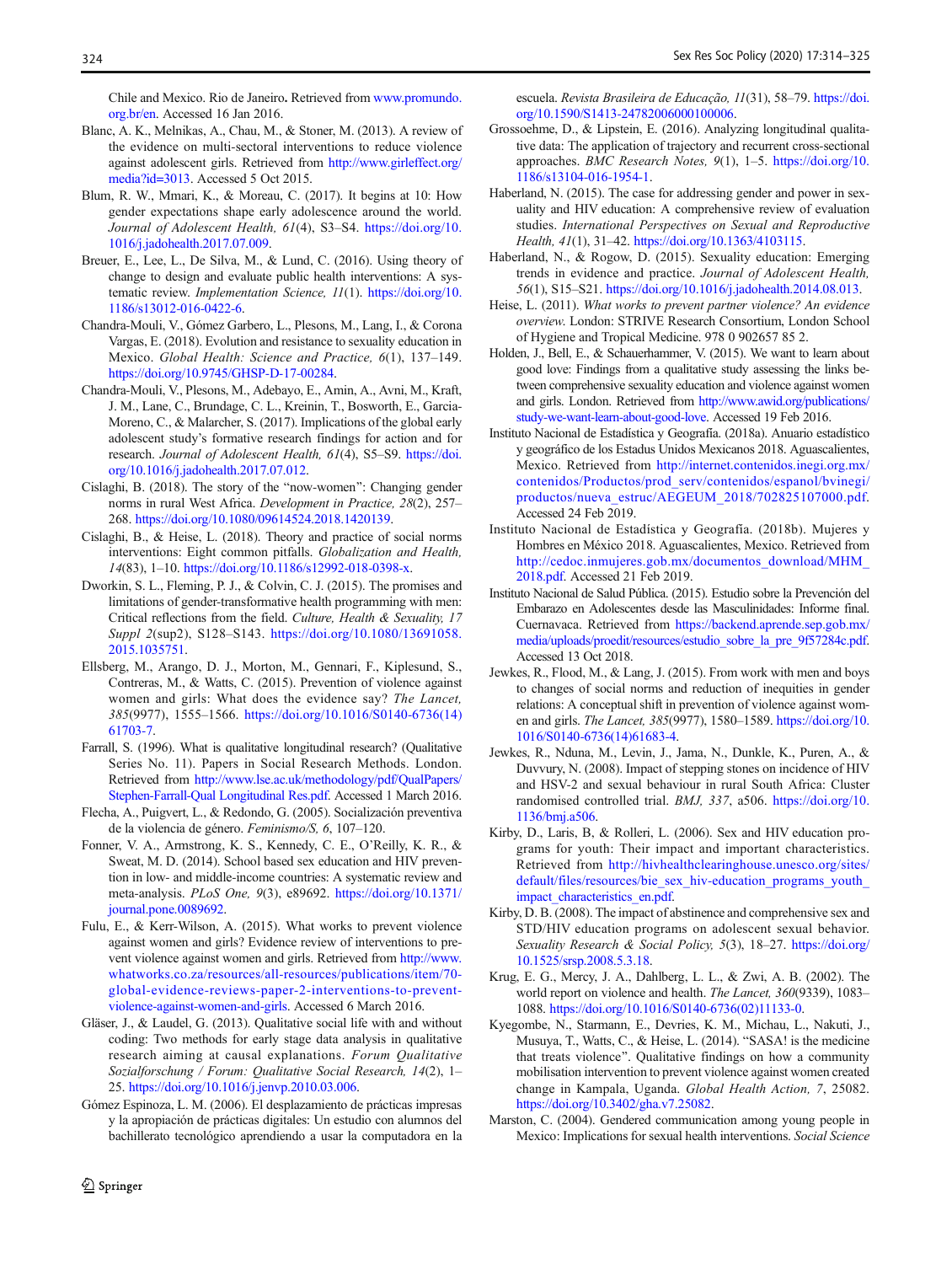Chile and Mexico. Rio de Janeiro. Retrieved from www.promundo.org.br/en. Accessed 16 Jan 2016.

Blanc, A. K., Melnikas, A., Chau, M., & Stoner, M. (2013). A review of the evidence on multi-sectoral interventions to reduce violence against adolescent girls. Retrieved from http://www.girleffect.org/media?id=3013. Accessed 5 Oct 2015.

Blum, R. W., Mmari, K., & Moreau, C. (2017). It begins at 10: How gender expectations shape early adolescence around the world. *Journal of Adolescent Health, 61*(4), S3–S4. https://doi.org/10.1016/j.jadohealth.2017.07.009.

Breuer, E., Lee, L., De Silva, M., & Lund, C. (2016). Using theory of change to design and evaluate public health interventions: A systematic review. *Implementation Science, 11*(1). https://doi.org/10.1186/s13012-016-0422-6.

Chandra-Mouli, V., Gómez Garbero, L., Plesons, M., Lang, I., & Corona Vargas, E. (2018). Evolution and resistance to sexuality education in Mexico. *Global Health: Science and Practice, 6*(1), 137–149. https://doi.org/10.9745/GHSP-D-17-00284.

Chandra-Mouli, V., Plesons, M., Adebayo, E., Amin, A., Avni, M., Kraft, J. M., Lane, C., Brundage, C. L., Kreinin, T., Bosworth, E., Garcia-Moreno, C., & Malarcher, S. (2017). Implications of the global early adolescent study's formative research findings for action and for research. *Journal of Adolescent Health, 61*(4), S5–S9. https://doi.org/10.1016/j.jadohealth.2017.07.012.

Cislaghi, B. (2018). The story of the "now-women": Changing gender norms in rural West Africa. *Development in Practice, 28*(2), 257–268. https://doi.org/10.1080/09614524.2018.1420139.

Cislaghi, B., & Heise, L. (2018). Theory and practice of social norms interventions: Eight common pitfalls. *Globalization and Health, 14*(83), 1–10. https://doi.org/10.1186/s12992-018-0398-x.

Dworkin, S. L., Fleming, P. J., & Colvin, C. J. (2015). The promises and limitations of gender-transformative health programming with men: Critical reflections from the field. *Culture, Health & Sexuality, 17 Suppl 2*(sup2), S128–S143. https://doi.org/10.1080/13691058.2015.1035751.

Ellsberg, M., Arango, D. J., Morton, M., Gennari, F., Kiplesund, S., Contreras, M., & Watts, C. (2015). Prevention of violence against women and girls: What does the evidence say? *The Lancet, 385*(9977), 1555–1566. https://doi.org/10.1016/S0140-6736(14)61703-7.

Farrall, S. (1996). What is qualitative longitudinal research? (Qualitative Series No. 11). Papers in Social Research Methods. London. Retrieved from http://www.lse.ac.uk/methodology/pdf/QualPapers/Stephen-Farrall-Qual Longitudinal Res.pdf. Accessed 1 March 2016.

Flecha, A., Puigvert, L., & Redondo, G. (2005). Socialización preventiva de la violencia de género. *Feminismo/S, 6*, 107–120.

Fonner, V. A., Armstrong, K. S., Kennedy, C. E., O'Reilly, K. R., & Sweat, M. D. (2014). School based sex education and HIV prevention in low- and middle-income countries: A systematic review and meta-analysis. *PLoS One, 9*(3), e89692. https://doi.org/10.1371/journal.pone.0089692.

Fulu, E., & Kerr-Wilson, A. (2015). What works to prevent violence against women and girls? Evidence review of interventions to prevent violence against women and girls. Retrieved from http://www.whatworks.co.za/resources/all-resources/publications/item/70-global-evidence-reviews-paper-2-interventions-to-prevent-violence-against-women-and-girls. Accessed 6 March 2016.

Gläser, J., & Laudel, G. (2013). Qualitative social life with and without coding: Two methods for early stage data analysis in qualitative research aiming at causal explanations. *Forum Qualitative Sozialforschung / Forum: Qualitative Social Research, 14*(2), 1–25. https://doi.org/10.1016/j.jenvp.2010.03.006.

Gómez Espinoza, L. M. (2006). El desplazamiento de prácticas impresas y la apropiación de prácticas digitales: Un estudio con alumnos del bachillerato tecnológico aprendiendo a usar la computadora en la escuela. *Revista Brasileira de Educação, 11*(31), 58–79. https://doi.org/10.1590/S1413-24782006000100006.

Grossoehme, D., & Lipstein, E. (2016). Analyzing longitudinal qualitative data: The application of trajectory and recurrent cross-sectional approaches. *BMC Research Notes, 9*(1), 1–5. https://doi.org/10.1186/s13104-016-1954-1.

Haberland, N. (2015). The case for addressing gender and power in sexuality and HIV education: A comprehensive review of evaluation studies. *International Perspectives on Sexual and Reproductive Health, 41*(1), 31–42. https://doi.org/10.1363/4103115.

Haberland, N., & Rogow, D. (2015). Sexuality education: Emerging trends in evidence and practice. *Journal of Adolescent Health, 56*(1), S15–S21. https://doi.org/10.1016/j.jadohealth.2014.08.013.

Heise, L. (2011). *What works to prevent partner violence? An evidence overview.* London: STRIVE Research Consortium, London School of Hygiene and Tropical Medicine. 978 0 902657 85 2.

Holden, J., Bell, E., & Schauerhammer, V. (2015). We want to learn about good love: Findings from a qualitative study assessing the links between comprehensive sexuality education and violence against women and girls. London. Retrieved from http://www.awid.org/publications/study-we-want-learn-about-good-love. Accessed 19 Feb 2016.

Instituto Nacional de Estadística y Geografía. (2018a). Anuario estadístico y geográfico de los Estadus Unidos Mexicanos 2018. Aguascalientes, Mexico. Retrieved from http://internet.contenidos.inegi.org.mx/contenidos/Productos/prod_serv/contenidos/espanol/bvinegi/productos/nueva_estruc/AEGEUM_2018/702825107000.pdf. Accessed 24 Feb 2019.

Instituto Nacional de Estadística y Geografía. (2018b). Mujeres y Hombres en México 2018. Aguascalientes, Mexico. Retrieved from http://cedoc.inmujeres.gob.mx/documentos_download/MHM_2018.pdf. Accessed 21 Feb 2019.

Instituto Nacional de Salud Pública. (2015). Estudio sobre la Prevención del Embarazo en Adolescentes desde las Masculinidades: Informe final. Cuernavaca. Retrieved from https://backend.aprende.sep.gob.mx/media/uploads/proedit/resources/estudio_sobre_la_pre_9f57284c.pdf. Accessed 13 Oct 2018.

Jewkes, R., Flood, M., & Lang, J. (2015). From work with men and boys to changes of social norms and reduction of inequities in gender relations: A conceptual shift in prevention of violence against women and girls. *The Lancet, 385*(9977), 1580–1589. https://doi.org/10.1016/S0140-6736(14)61683-4.

Jewkes, R., Nduna, M., Levin, J., Jama, N., Dunkle, K., Puren, A., & Duvvury, N. (2008). Impact of stepping stones on incidence of HIV and HSV-2 and sexual behaviour in rural South Africa: Cluster randomised controlled trial. *BMJ, 337*, a506. https://doi.org/10.1136/bmj.a506.

Kirby, D., Laris, B, & Rolleri, L. (2006). Sex and HIV education programs for youth: Their impact and important characteristics. Retrieved from http://hivhealthclearinghouse.unesco.org/sites/default/files/resources/bie_sex_hiv-education_programs_youth_impact_characteristics_en.pdf.

Kirby, D. B. (2008). The impact of abstinence and comprehensive sex and STD/HIV education programs on adolescent sexual behavior. *Sexuality Research & Social Policy, 5*(3), 18–27. https://doi.org/10.1525/srsp.2008.5.3.18.

Krug, E. G., Mercy, J. A., Dahlberg, L. L., & Zwi, A. B. (2002). The world report on violence and health. *The Lancet, 360*(9339), 1083–1088. https://doi.org/10.1016/S0140-6736(02)11133-0.

Kyegombe, N., Starmann, E., Devries, K. M., Michau, L., Nakuti, J., Musuya, T., Watts, C., & Heise, L. (2014). "SASA! is the medicine that treats violence". Qualitative findings on how a community mobilisation intervention to prevent violence against women created change in Kampala, Uganda. *Global Health Action, 7*, 25082. https://doi.org/10.3402/gha.v7.25082.

Marston, C. (2004). Gendered communication among young people in Mexico: Implications for sexual health interventions. *Social Science*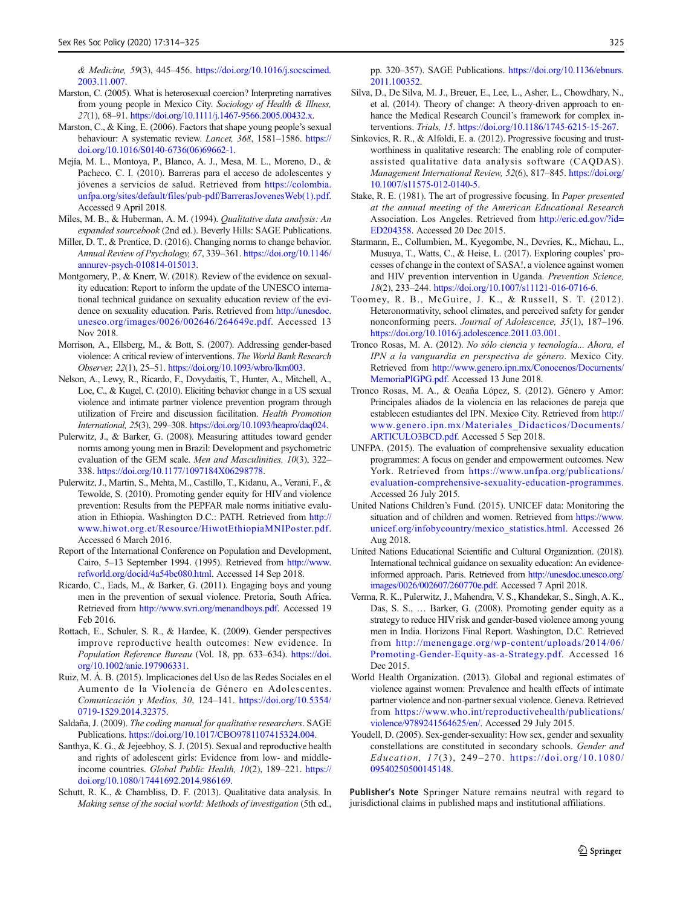& *Medicine, 59*(3), 445–456. https://doi.org/10.1016/j.socscimed.2003.11.007.

Marston, C. (2005). What is heterosexual coercion? Interpreting narratives from young people in Mexico City. *Sociology of Health & Illness, 27*(1), 68–91. https://doi.org/10.1111/j.1467-9566.2005.00432.x.

Marston, C., & King, E. (2006). Factors that shape young people's sexual behaviour: A systematic review. *Lancet, 368*, 1581–1586. https://doi.org/10.1016/S0140-6736(06)69662-1.

Mejía, M. L., Montoya, P., Blanco, A. J., Mesa, M. L., Moreno, D., & Pacheco, C. I. (2010). Barreras para el acceso de adolescentes y jóvenes a servicios de salud. Retrieved from https://colombia.unfpa.org/sites/default/files/pub-pdf/BarrerasJovenesWeb(1).pdf. Accessed 9 April 2018.

Miles, M. B., & Huberman, A. M. (1994). *Qualitative data analysis: An expanded sourcebook* (2nd ed.). Beverly Hills: SAGE Publications.

Miller, D. T., & Prentice, D. (2016). Changing norms to change behavior. *Annual Review of Psychology, 67*, 339–361. https://doi.org/10.1146/annurev-psych-010814-015013.

Montgomery, P., & Knerr, W. (2018). Review of the evidence on sexuality education: Report to inform the update of the UNESCO international technical guidance on sexuality education review of the evidence on sexuality education. Paris. Retrieved from http://unesdoc.unesco.org/images/0026/002646/264649e.pdf. Accessed 13 Nov 2018.

Morrison, A., Ellsberg, M., & Bott, S. (2007). Addressing gender-based violence: A critical review of interventions. *The World Bank Research Observer, 22*(1), 25–51. https://doi.org/10.1093/wbro/lkm003.

Nelson, A., Lewy, R., Ricardo, F., Dovydaitis, T., Hunter, A., Mitchell, A., Loe, C., & Kugel, C. (2010). Eliciting behavior change in a US sexual violence and intimate partner violence prevention program through utilization of Freire and discussion facilitation. *Health Promotion International, 25*(3), 299–308. https://doi.org/10.1093/heapro/daq024.

Pulerwitz, J., & Barker, G. (2008). Measuring attitudes toward gender norms among young men in Brazil: Development and psychometric evaluation of the GEM scale. *Men and Masculinities, 10*(3), 322–338. https://doi.org/10.1177/1097184X06298778.

Pulerwitz, J., Martin, S., Mehta, M., Castillo, T., Kidanu, A., Verani, F., & Tewolde, S. (2010). Promoting gender equity for HIV and violence prevention: Results from the PEPFAR male norms initiative evaluation in Ethiopia. Washington D.C.: PATH. Retrieved from http://www.hiwot.org.et/Resource/HiwotEthiopiaMNIPoster.pdf. Accessed 6 March 2016.

Report of the International Conference on Population and Development, Cairo, 5–13 September 1994. (1995). Retrieved from http://www.refworld.org/docid/4a54bc080.html. Accessed 14 Sep 2018.

Ricardo, C., Eads, M., & Barker, G. (2011). Engaging boys and young men in the prevention of sexual violence. Pretoria, South Africa. Retrieved from http://www.svri.org/menandboys.pdf. Accessed 19 Feb 2016.

Rottach, E., Schuler, S. R., & Hardee, K. (2009). Gender perspectives improve reproductive health outcomes: New evidence. In *Population Reference Bureau* (Vol. 18, pp. 633–634). https://doi.org/10.1002/anie.197906331.

Ruiz, M. Á. B. (2015). Implicaciones del Uso de las Redes Sociales en el Aumento de la Violencia de Género en Adolescentes. *Comunicación y Medios, 30*, 124–141. https://doi.org/10.5354/0719-1529.2014.32375.

Saldaña, J. (2009). *The coding manual for qualitative researchers*. SAGE Publications. https://doi.org/10.1017/CBO9781107415324.004.

Santhya, K. G., & Jejeebhoy, S. J. (2015). Sexual and reproductive health and rights of adolescent girls: Evidence from low- and middle-income countries. *Global Public Health, 10*(2), 189–221. https://doi.org/10.1080/17441692.2014.986169.

Schutt, R. K., & Chambliss, D. F. (2013). Qualitative data analysis. In *Making sense of the social world: Methods of investigation* (5th ed., pp. 320–357). SAGE Publications. https://doi.org/10.1136/ebnurs.2011.100352.

Silva, D., De Silva, M. J., Breuer, E., Lee, L., Asher, L., Chowdhary, N., et al. (2014). Theory of change: A theory-driven approach to enhance the Medical Research Council's framework for complex interventions. *Trials, 15*. https://doi.org/10.1186/1745-6215-15-267.

Sinkovics, R. R., & Alfoldi, E. a. (2012). Progressive focusing and trustworthiness in qualitative research: The enabling role of computer-assisted qualitative data analysis software (CAQDAS). *Management International Review, 52*(6), 817–845. https://doi.org/10.1007/s11575-012-0140-5.

Stake, R. E. (1981). The art of progressive focusing. In *Paper presented at the annual meeting of the American Educational Research* Association. Los Angeles. Retrieved from http://eric.ed.gov/?id=ED204358. Accessed 20 Dec 2015.

Starmann, E., Collumbien, M., Kyegombe, N., Devries, K., Michau, L., Musuya, T., Watts, C., & Heise, L. (2017). Exploring couples' processes of change in the context of SASA!, a violence against women and HIV prevention intervention in Uganda. *Prevention Science, 18*(2), 233–244. https://doi.org/10.1007/s11121-016-0716-6.

Toomey, R. B., McGuire, J. K., & Russell, S. T. (2012). Heteronormativity, school climates, and perceived safety for gender nonconforming peers. *Journal of Adolescence, 35*(1), 187–196. https://doi.org/10.1016/j.adolescence.2011.03.001.

Tronco Rosas, M. A. (2012). *No sólo ciencia y tecnología... Ahora, el IPN a la vanguardia en perspectiva de género*. Mexico City. Retrieved from http://www.genero.ipn.mx/Conocenos/Documents/MemoriaPIGPG.pdf. Accessed 13 June 2018.

Tronco Rosas, M. A., & Ocaña López, S. (2012). Género y Amor: Principales aliados de la violencia en las relaciones de pareja que establecen estudiantes del IPN. Mexico City. Retrieved from http://www.genero.ipn.mx/Materiales_Didacticos/Documents/ARTICULO3BCD.pdf. Accessed 5 Sep 2018.

UNFPA. (2015). The evaluation of comprehensive sexuality education programmes: A focus on gender and empowerment outcomes. New York. Retrieved from https://www.unfpa.org/publications/evaluation-comprehensive-sexuality-education-programmes. Accessed 26 July 2015.

United Nations Children's Fund. (2015). UNICEF data: Monitoring the situation and of children and women. Retrieved from https://www.unicef.org/infobycountry/mexico_statistics.html. Accessed 26 Aug 2018.

United Nations Educational Scientific and Cultural Organization. (2018). International technical guidance on sexuality education: An evidence-informed approach. Paris. Retrieved from http://unesdoc.unesco.org/images/0026/002607/260770e.pdf. Accessed 7 April 2018.

Verma, R. K., Pulerwitz, J., Mahendra, V. S., Khandekar, S., Singh, A. K., Das, S. S., … Barker, G. (2008). Promoting gender equity as a strategy to reduce HIV risk and gender-based violence among young men in India. Horizons Final Report. Washington, D.C. Retrieved from http://menengage.org/wp-content/uploads/2014/06/Promoting-Gender-Equity-as-a-Strategy.pdf. Accessed 16 Dec 2015.

World Health Organization. (2013). Global and regional estimates of violence against women: Prevalence and health effects of intimate partner violence and non-partner sexual violence. Geneva. Retrieved from https://www.who.int/reproductivehealth/publications/violence/9789241564625/en/. Accessed 29 July 2015.

Youdell, D. (2005). Sex-gender-sexuality: How sex, gender and sexuality constellations are constituted in secondary schools. *Gender and Education, 17*(3), 249–270. https://doi.org/10.1080/09540250500145148.

**Publisher's Note** Springer Nature remains neutral with regard to jurisdictional claims in published maps and institutional affiliations.